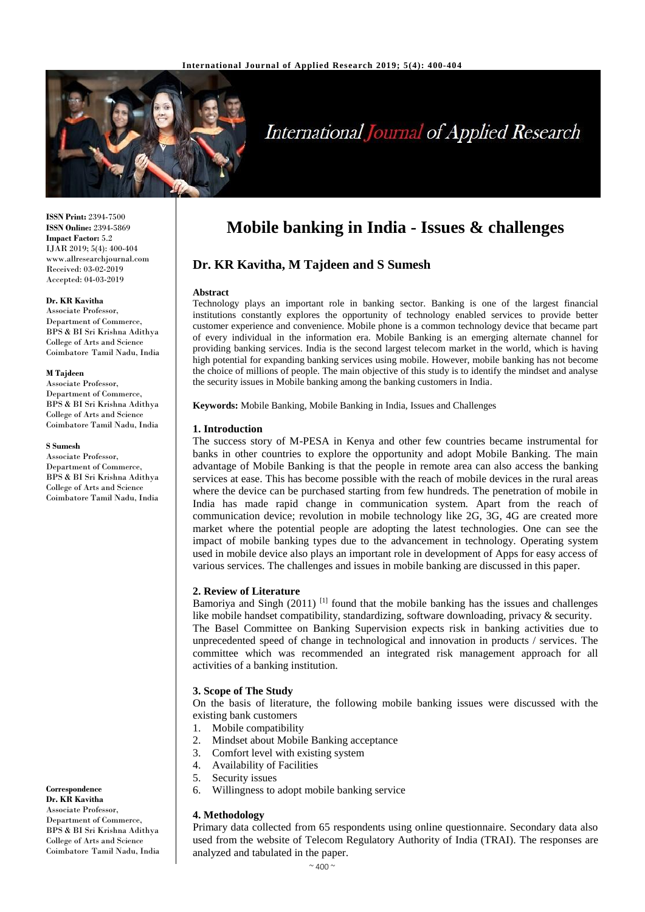# Mobile banking in India - Issues & challenges

## Dr. KR Kavitha, M Tajdeen and S Sumesh

**ISSN Print:** 2394-7500
**ISSN Online:** 2394-5869
**Impact Factor:** 5.2
IJAR 2019; 5(4): 400-404
www.allresearchjournal.com
Received: 03-02-2019
Accepted: 04-03-2019

**Dr. KR Kavitha**
Associate Professor, Department of Commerce, BPS & BI Sri Krishna Adithya College of Arts and Science Coimbatore Tamil Nadu, India

**M Tajdeen**
Associate Professor, Department of Commerce, BPS & BI Sri Krishna Adithya College of Arts and Science Coimbatore Tamil Nadu, India

**S Sumesh**
Associate Professor, Department of Commerce, BPS & BI Sri Krishna Adithya College of Arts and Science Coimbatore Tamil Nadu, India

**Correspondence**
**Dr. KR Kavitha**
Associate Professor, Department of Commerce, BPS & BI Sri Krishna Adithya College of Arts and Science Coimbatore Tamil Nadu, India

**Abstract**

Technology plays an important role in banking sector. Banking is one of the largest financial institutions constantly explores the opportunity of technology enabled services to provide better customer experience and convenience. Mobile phone is a common technology device that became part of every individual in the information era. Mobile Banking is an emerging alternate channel for providing banking services. India is the second largest telecom market in the world, which is having high potential for expanding banking services using mobile. However, mobile banking has not become the choice of millions of people. The main objective of this study is to identify the mindset and analyse the security issues in Mobile banking among the banking customers in India.

**Keywords:** Mobile Banking, Mobile Banking in India, Issues and Challenges

### 1. Introduction

The success story of M-PESA in Kenya and other few countries became instrumental for banks in other countries to explore the opportunity and adopt Mobile Banking. The main advantage of Mobile Banking is that the people in remote area can also access the banking services at ease. This has become possible with the reach of mobile devices in the rural areas where the device can be purchased starting from few hundreds. The penetration of mobile in India has made rapid change in communication system. Apart from the reach of communication device; revolution in mobile technology like 2G, 3G, 4G are created more market where the potential people are adopting the latest technologies. One can see the impact of mobile banking types due to the advancement in technology. Operating system used in mobile device also plays an important role in development of Apps for easy access of various services. The challenges and issues in mobile banking are discussed in this paper.

### 2. Review of Literature

Bamoriya and Singh (2011) [1] found that the mobile banking has the issues and challenges like mobile handset compatibility, standardizing, software downloading, privacy & security.

The Basel Committee on Banking Supervision expects risk in banking activities due to unprecedented speed of change in technological and innovation in products / services. The committee which was recommended an integrated risk management approach for all activities of a banking institution.

### 3. Scope of The Study

On the basis of literature, the following mobile banking issues were discussed with the existing bank customers

1. Mobile compatibility
2. Mindset about Mobile Banking acceptance
3. Comfort level with existing system
4. Availability of Facilities
5. Security issues
6. Willingness to adopt mobile banking service

### 4. Methodology

Primary data collected from 65 respondents using online questionnaire. Secondary data also used from the website of Telecom Regulatory Authority of India (TRAI). The responses are analyzed and tabulated in the paper.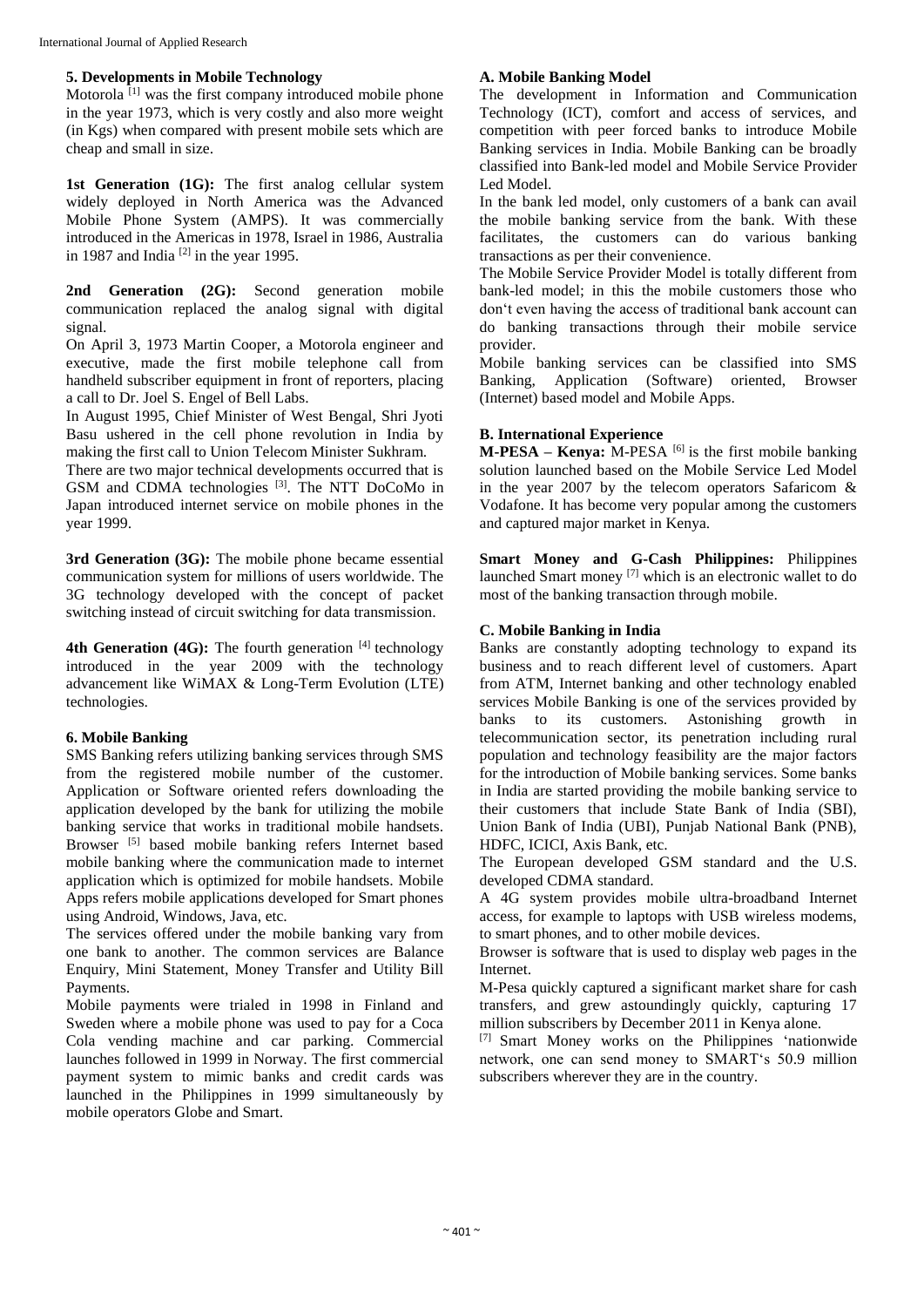### 5. Developments in Mobile Technology

Motorola [1] was the first company introduced mobile phone in the year 1973, which is very costly and also more weight (in Kgs) when compared with present mobile sets which are cheap and small in size.

**1st Generation (1G):** The first analog cellular system widely deployed in North America was the Advanced Mobile Phone System (AMPS). It was commercially introduced in the Americas in 1978, Israel in 1986, Australia in 1987 and India [2] in the year 1995.

**2nd Generation (2G):** Second generation mobile communication replaced the analog signal with digital signal.

On April 3, 1973 Martin Cooper, a Motorola engineer and executive, made the first mobile telephone call from handheld subscriber equipment in front of reporters, placing a call to Dr. Joel S. Engel of Bell Labs.

In August 1995, Chief Minister of West Bengal, Shri Jyoti Basu ushered in the cell phone revolution in India by making the first call to Union Telecom Minister Sukhram.

There are two major technical developments occurred that is GSM and CDMA technologies [3]. The NTT DoCoMo in Japan introduced internet service on mobile phones in the year 1999.

**3rd Generation (3G):** The mobile phone became essential communication system for millions of users worldwide. The 3G technology developed with the concept of packet switching instead of circuit switching for data transmission.

**4th Generation (4G):** The fourth generation [4] technology introduced in the year 2009 with the technology advancement like WiMAX & Long-Term Evolution (LTE) technologies.

### 6. Mobile Banking

SMS Banking refers utilizing banking services through SMS from the registered mobile number of the customer. Application or Software oriented refers downloading the application developed by the bank for utilizing the mobile banking service that works in traditional mobile handsets. Browser [5] based mobile banking refers Internet based mobile banking where the communication made to internet application which is optimized for mobile handsets. Mobile Apps refers mobile applications developed for Smart phones using Android, Windows, Java, etc.

The services offered under the mobile banking vary from one bank to another. The common services are Balance Enquiry, Mini Statement, Money Transfer and Utility Bill Payments.

Mobile payments were trialed in 1998 in Finland and Sweden where a mobile phone was used to pay for a Coca Cola vending machine and car parking. Commercial launches followed in 1999 in Norway. The first commercial payment system to mimic banks and credit cards was launched in the Philippines in 1999 simultaneously by mobile operators Globe and Smart.

#### A. Mobile Banking Model

The development in Information and Communication Technology (ICT), comfort and access of services, and competition with peer forced banks to introduce Mobile Banking services in India. Mobile Banking can be broadly classified into Bank-led model and Mobile Service Provider Led Model.

In the bank led model, only customers of a bank can avail the mobile banking service from the bank. With these facilitates, the customers can do various banking transactions as per their convenience.

The Mobile Service Provider Model is totally different from bank-led model; in this the mobile customers those who don't even having the access of traditional bank account can do banking transactions through their mobile service provider.

Mobile banking services can be classified into SMS Banking, Application (Software) oriented, Browser (Internet) based model and Mobile Apps.

#### B. International Experience

**M-PESA – Kenya:** M-PESA [6] is the first mobile banking solution launched based on the Mobile Service Led Model in the year 2007 by the telecom operators Safaricom & Vodafone. It has become very popular among the customers and captured major market in Kenya.

**Smart Money and G-Cash Philippines:** Philippines launched Smart money [7] which is an electronic wallet to do most of the banking transaction through mobile.

#### C. Mobile Banking in India

Banks are constantly adopting technology to expand its business and to reach different level of customers. Apart from ATM, Internet banking and other technology enabled services Mobile Banking is one of the services provided by banks to its customers. Astonishing growth in telecommunication sector, its penetration including rural population and technology feasibility are the major factors for the introduction of Mobile banking services. Some banks in India are started providing the mobile banking service to their customers that include State Bank of India (SBI), Union Bank of India (UBI), Punjab National Bank (PNB), HDFC, ICICI, Axis Bank, etc.

The European developed GSM standard and the U.S. developed CDMA standard.

A 4G system provides mobile ultra-broadband Internet access, for example to laptops with USB wireless modems, to smart phones, and to other mobile devices.

Browser is software that is used to display web pages in the Internet.

M-Pesa quickly captured a significant market share for cash transfers, and grew astoundingly quickly, capturing 17 million subscribers by December 2011 in Kenya alone.

[7] Smart Money works on the Philippines 'nationwide network, one can send money to SMART's 50.9 million subscribers wherever they are in the country.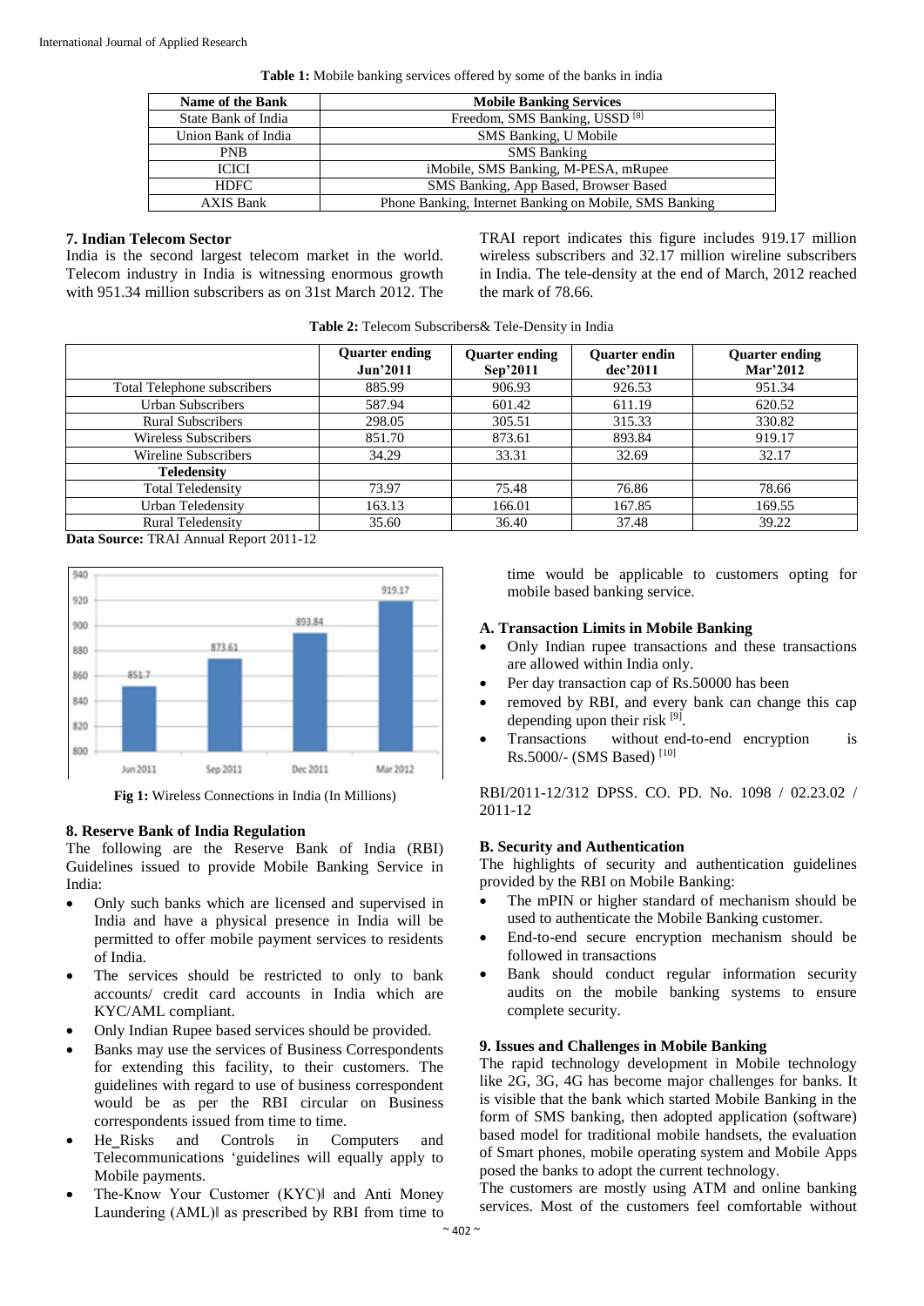**Table 1:** Mobile banking services offered by some of the banks in india

| Name of the Bank | Mobile Banking Services |
|---|---|
| State Bank of India | Freedom, SMS Banking, USSD [8] |
| Union Bank of India | SMS Banking, U Mobile |
| PNB | SMS Banking |
| ICICI | iMobile, SMS Banking, M-PESA, mRupee |
| HDFC | SMS Banking, App Based, Browser Based |
| AXIS Bank | Phone Banking, Internet Banking on Mobile, SMS Banking |

### 7. Indian Telecom Sector

India is the second largest telecom market in the world. Telecom industry in India is witnessing enormous growth with 951.34 million subscribers as on 31st March 2012. The TRAI report indicates this figure includes 919.17 million wireless subscribers and 32.17 million wireline subscribers in India. The tele-density at the end of March, 2012 reached the mark of 78.66.

**Table 2:** Telecom Subscribers& Tele-Density in India

| | Quarter ending Jun'2011 | Quarter ending Sep'2011 | Quarter endin dec'2011 | Quarter ending Mar'2012 |
|---|---|---|---|---|
| Total Telephone subscribers | 885.99 | 906.93 | 926.53 | 951.34 |
| Urban Subscribers | 587.94 | 601.42 | 611.19 | 620.52 |
| Rural Subscribers | 298.05 | 305.51 | 315.33 | 330.82 |
| Wireless Subscribers | 851.70 | 873.61 | 893.84 | 919.17 |
| Wireline Subscribers | 34.29 | 33.31 | 32.69 | 32.17 |
| **Teledensity** | | | | |
| Total Teledensity | 73.97 | 75.48 | 76.86 | 78.66 |
| Urban Teledensity | 163.13 | 166.01 | 167.85 | 169.55 |
| Rural Teledensity | 35.60 | 36.40 | 37.48 | 39.22 |

**Data Source:** TRAI Annual Report 2011-12

**Fig 1:** Wireless Connections in India (In Millions)

### 8. Reserve Bank of India Regulation

The following are the Reserve Bank of India (RBI) Guidelines issued to provide Mobile Banking Service in India:

- Only such banks which are licensed and supervised in India and have a physical presence in India will be permitted to offer mobile payment services to residents of India.
- The services should be restricted to only to bank accounts/ credit card accounts in India which are KYC/AML compliant.
- Only Indian Rupee based services should be provided.
- Banks may use the services of Business Correspondents for extending this facility, to their customers. The guidelines with regard to use of business correspondent would be as per the RBI circular on Business correspondents issued from time to time.
- He_Risks and Controls in Computers and Telecommunications 'guidelines will equally apply to Mobile payments.
- The-Know Your Customer (KYC)‖ and Anti Money Laundering (AML)‖ as prescribed by RBI from time to time would be applicable to customers opting for mobile based banking service.

#### A. Transaction Limits in Mobile Banking

- Only Indian rupee transactions and these transactions are allowed within India only.
- Per day transaction cap of Rs.50000 has been
- removed by RBI, and every bank can change this cap depending upon their risk [9].
- Transactions without end-to-end encryption is Rs.5000/- (SMS Based) [10]

RBI/2011-12/312 DPSS. CO. PD. No. 1098 / 02.23.02 / 2011-12

#### B. Security and Authentication

The highlights of security and authentication guidelines provided by the RBI on Mobile Banking:

- The mPIN or higher standard of mechanism should be used to authenticate the Mobile Banking customer.
- End-to-end secure encryption mechanism should be followed in transactions
- Bank should conduct regular information security audits on the mobile banking systems to ensure complete security.

### 9. Issues and Challenges in Mobile Banking

The rapid technology development in Mobile technology like 2G, 3G, 4G has become major challenges for banks. It is visible that the bank which started Mobile Banking in the form of SMS banking, then adopted application (software) based model for traditional mobile handsets, the evaluation of Smart phones, mobile operating system and Mobile Apps posed the banks to adopt the current technology.

The customers are mostly using ATM and online banking services. Most of the customers feel comfortable without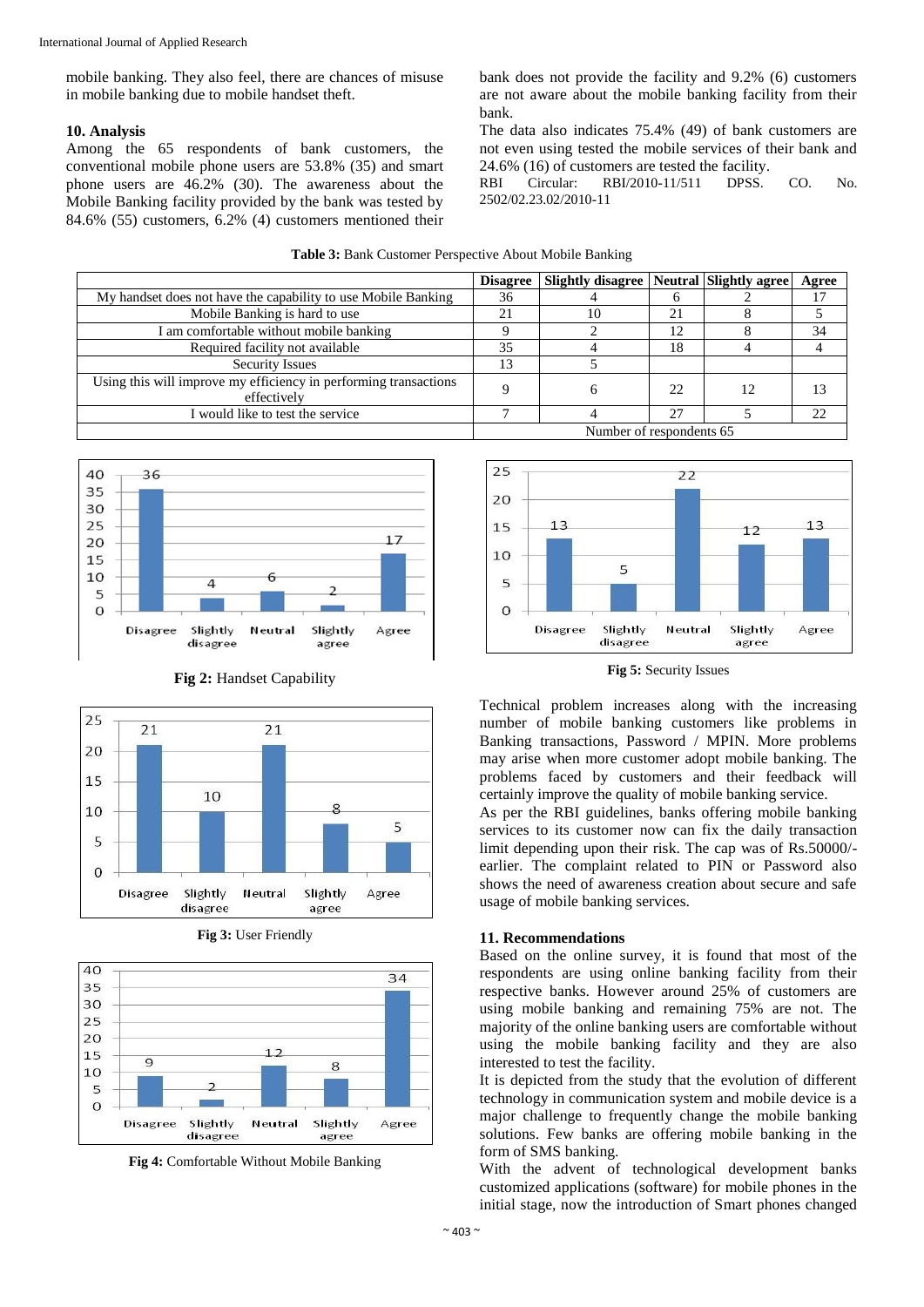mobile banking. They also feel, there are chances of misuse in mobile banking due to mobile handset theft.

### 10. Analysis

Among the 65 respondents of bank customers, the conventional mobile phone users are 53.8% (35) and smart phone users are 46.2% (30). The awareness about the Mobile Banking facility provided by the bank was tested by 84.6% (55) customers, 6.2% (4) customers mentioned their bank does not provide the facility and 9.2% (6) customers are not aware about the mobile banking facility from their bank.

The data also indicates 75.4% (49) of bank customers are not even using tested the mobile services of their bank and 24.6% (16) of customers are tested the facility.

RBI Circular: RBI/2010-11/511 DPSS. CO. No. 2502/02.23.02/2010-11

**Table 3:** Bank Customer Perspective About Mobile Banking

| | Disagree | Slightly disagree | Neutral | Slightly agree | Agree |
|---|---|---|---|---|---|
| My handset does not have the capability to use Mobile Banking | 36 | 4 | 6 | 2 | 17 |
| Mobile Banking is hard to use | 21 | 10 | 21 | 8 | 5 |
| I am comfortable without mobile banking | 9 | 2 | 12 | 8 | 34 |
| Required facility not available | 35 | 4 | 18 | 4 | 4 |
| Security Issues | 13 | 5 | | | |
| Using this will improve my efficiency in performing transactions effectively | 9 | 6 | 22 | 12 | 13 |
| I would like to test the service | 7 | 4 | 27 | 5 | 22 |
| | Number of respondents 65 | | | | |

**Fig 2:** Handset Capability

**Fig 3:** User Friendly

**Fig 4:** Comfortable Without Mobile Banking

**Fig 5:** Security Issues

Technical problem increases along with the increasing number of mobile banking customers like problems in Banking transactions, Password / MPIN. More problems may arise when more customer adopt mobile banking. The problems faced by customers and their feedback will certainly improve the quality of mobile banking service.

As per the RBI guidelines, banks offering mobile banking services to its customer now can fix the daily transaction limit depending upon their risk. The cap was of Rs.50000/- earlier. The complaint related to PIN or Password also shows the need of awareness creation about secure and safe usage of mobile banking services.

### 11. Recommendations

Based on the online survey, it is found that most of the respondents are using online banking facility from their respective banks. However around 25% of customers are using mobile banking and remaining 75% are not. The majority of the online banking users are comfortable without using the mobile banking facility and they are also interested to test the facility.

It is depicted from the study that the evolution of different technology in communication system and mobile device is a major challenge to frequently change the mobile banking solutions. Few banks are offering mobile banking in the form of SMS banking.

With the advent of technological development banks customized applications (software) for mobile phones in the initial stage, now the introduction of Smart phones changed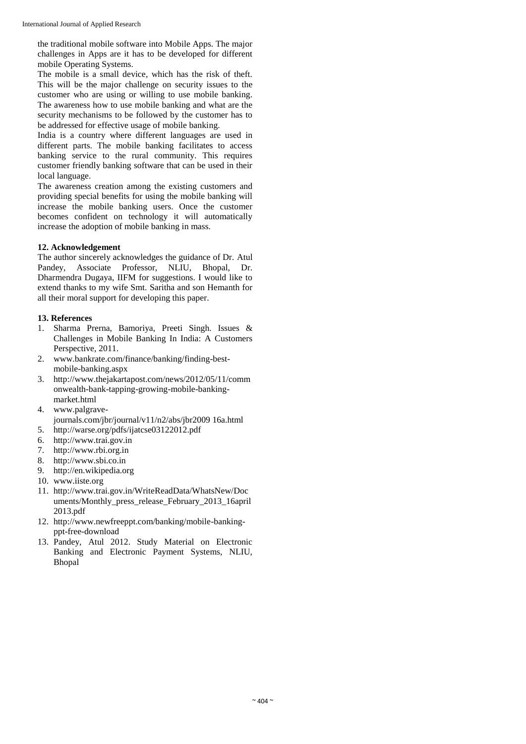the traditional mobile software into Mobile Apps. The major challenges in Apps are it has to be developed for different mobile Operating Systems.

The mobile is a small device, which has the risk of theft. This will be the major challenge on security issues to the customer who are using or willing to use mobile banking. The awareness how to use mobile banking and what are the security mechanisms to be followed by the customer has to be addressed for effective usage of mobile banking.

India is a country where different languages are used in different parts. The mobile banking facilitates to access banking service to the rural community. This requires customer friendly banking software that can be used in their local language.

The awareness creation among the existing customers and providing special benefits for using the mobile banking will increase the mobile banking users. Once the customer becomes confident on technology it will automatically increase the adoption of mobile banking in mass.

## 12. Acknowledgement

The author sincerely acknowledges the guidance of Dr. Atul Pandey, Associate Professor, NLIU, Bhopal, Dr. Dharmendra Dugaya, IIFM for suggestions. I would like to extend thanks to my wife Smt. Saritha and son Hemanth for all their moral support for developing this paper.

## 13. References

1. Sharma Prerna, Bamoriya, Preeti Singh. Issues & Challenges in Mobile Banking In India: A Customers Perspective, 2011.
2. www.bankrate.com/finance/banking/finding-best-mobile-banking.aspx
3. http://www.thejakartapost.com/news/2012/05/11/commonwealth-bank-tapping-growing-mobile-banking-market.html
4. www.palgrave-journals.com/jbr/journal/v11/n2/abs/jbr2009 16a.html
5. http://warse.org/pdfs/ijatcse03122012.pdf
6. http://www.trai.gov.in
7. http://www.rbi.org.in
8. http://www.sbi.co.in
9. http://en.wikipedia.org
10. www.iiste.org
11. http://www.trai.gov.in/WriteReadData/WhatsNew/Documents/Monthly_press_release_February_2013_16april2013.pdf
12. http://www.newfreeppt.com/banking/mobile-banking-ppt-free-download
13. Pandey, Atul 2012. Study Material on Electronic Banking and Electronic Payment Systems, NLIU, Bhopal